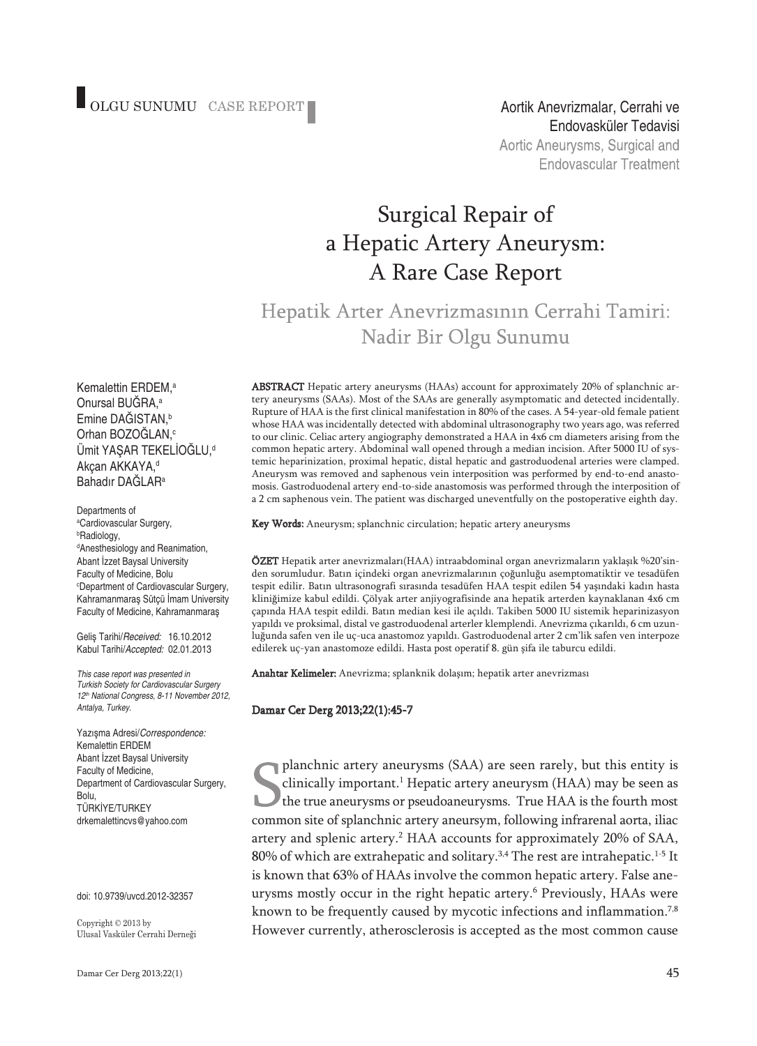OLGU SUNUMU CASE REPORT

Aortik Anevrizmalar, Cerrahi ve Endovasküler Tedavisi
Aortic Aneurysms, Surgical and Endovascular Treatment

# Surgical Repair of a Hepatic Artery Aneurysm: A Rare Case Report

## Hepatik Arter Anevrizmasının Cerrahi Tamiri: Nadir Bir Olgu Sunumu

Kemalettin ERDEM,[a]
Onursal BUĞRA,[a]
Emine DAĞISTAN,[b]
Orhan BOZOĞLAN,[c]
Ümit YAŞAR TEKELİOĞLU,[d]
Akçan AKKAYA,[d]
Bahadır DAĞLAR[a]

Departments of
[a]Cardiovascular Surgery,
[b]Radiology,
[d]Anesthesiology and Reanimation,
Abant İzzet Baysal University
Faculty of Medicine, Bolu
[c]Department of Cardiovascular Surgery,
Kahramanmaraş Sütçü İmam University
Faculty of Medicine, Kahramanmaraş

Geliş Tarihi/*Received:* 16.10.2012
Kabul Tarihi/*Accepted:* 02.01.2013

*This case report was presented in Turkish Society for Cardiovascular Surgery 12th National Congress, 8-11 November 2012, Antalya, Turkey.*

Yazışma Adresi/*Correspondence:*
Kemalettin ERDEM
Abant İzzet Baysal University
Faculty of Medicine,
Department of Cardiovascular Surgery,
Bolu,
TÜRKİYE/TURKEY
drkemalettincvs@yahoo.com

doi: 10.9739/uvcd.2012-32357

Copyright © 2013 by
Ulusal Vasküler Cerrahi Derneği

**ABSTRACT** Hepatic artery aneurysms (HAAs) account for approximately 20% of splanchnic artery aneurysms (SAAs). Most of the SAAs are generally asymptomatic and detected incidentally. Rupture of HAA is the first clinical manifestation in 80% of the cases. A 54-year-old female patient whose HAA was incidentally detected with abdominal ultrasonography two years ago, was referred to our clinic. Celiac artery angiography demonstrated a HAA in 4x6 cm diameters arising from the common hepatic artery. Abdominal wall opened through a median incision. After 5000 IU of systemic heparinization, proximal hepatic, distal hepatic and gastroduodenal arteries were clamped. Aneurysm was removed and saphenous vein interposition was performed by end-to-end anastomosis. Gastroduodenal artery end-to-side anastomosis was performed through the interposition of a 2 cm saphenous vein. The patient was discharged uneventfully on the postoperative eighth day.

**Key Words:** Aneurysm; splanchnic circulation; hepatic artery aneurysms

**ÖZET** Hepatik arter anevrizmaları(HAA) intraabdominal organ anevrizmaların yaklaşık %20'sinden sorumludur. Batın içindeki organ anevrizmalarının çoğunluğu asemptomatiktir ve tesadüfen tespit edilir. Batın ultrasonografi sırasında tesadüfen HAA tespit edilen 54 yaşındaki kadın hasta kliniğimize kabul edildi. Çölyak arter anjiyografisinde ana hepatik arterden kaynaklanan 4x6 cm çapında HAA tespit edildi. Batın median kesi ile açıldı. Takiben 5000 IU sistemik heparinizasyon yapıldı ve proksimal, distal ve gastroduodenal arterler klemplendi. Anevrizma çıkarıldı, 6 cm uzunluğunda safen ven ile uç-uca anastomoz yapıldı. Gastroduodenal arter 2 cm'lik safen ven interpoze edilerek uç-yan anastomoze edildi. Hasta post operatif 8. gün şifa ile taburcu edildi.

**Anahtar Kelimeler:** Anevrizma; splanknik dolaşım; hepatik arter anevrizması

**Damar Cer Derg 2013;22(1):45-7**

Splanchnic artery aneurysms (SAA) are seen rarely, but this entity is clinically important.[1] Hepatic artery aneurysm (HAA) may be seen as the true aneurysms or pseudoaneurysms. True HAA is the fourth most common site of splanchnic artery aneursym, following infrarenal aorta, iliac artery and splenic artery.[2] HAA accounts for approximately 20% of SAA, 80% of which are extrahepatic and solitary.[3,4] The rest are intrahepatic.[1-5] It is known that 63% of HAAs involve the common hepatic artery. False aneurysms mostly occur in the right hepatic artery.[6] Previously, HAAs were known to be frequently caused by mycotic infections and inflammation.[7,8] However currently, atherosclerosis is accepted as the most common cause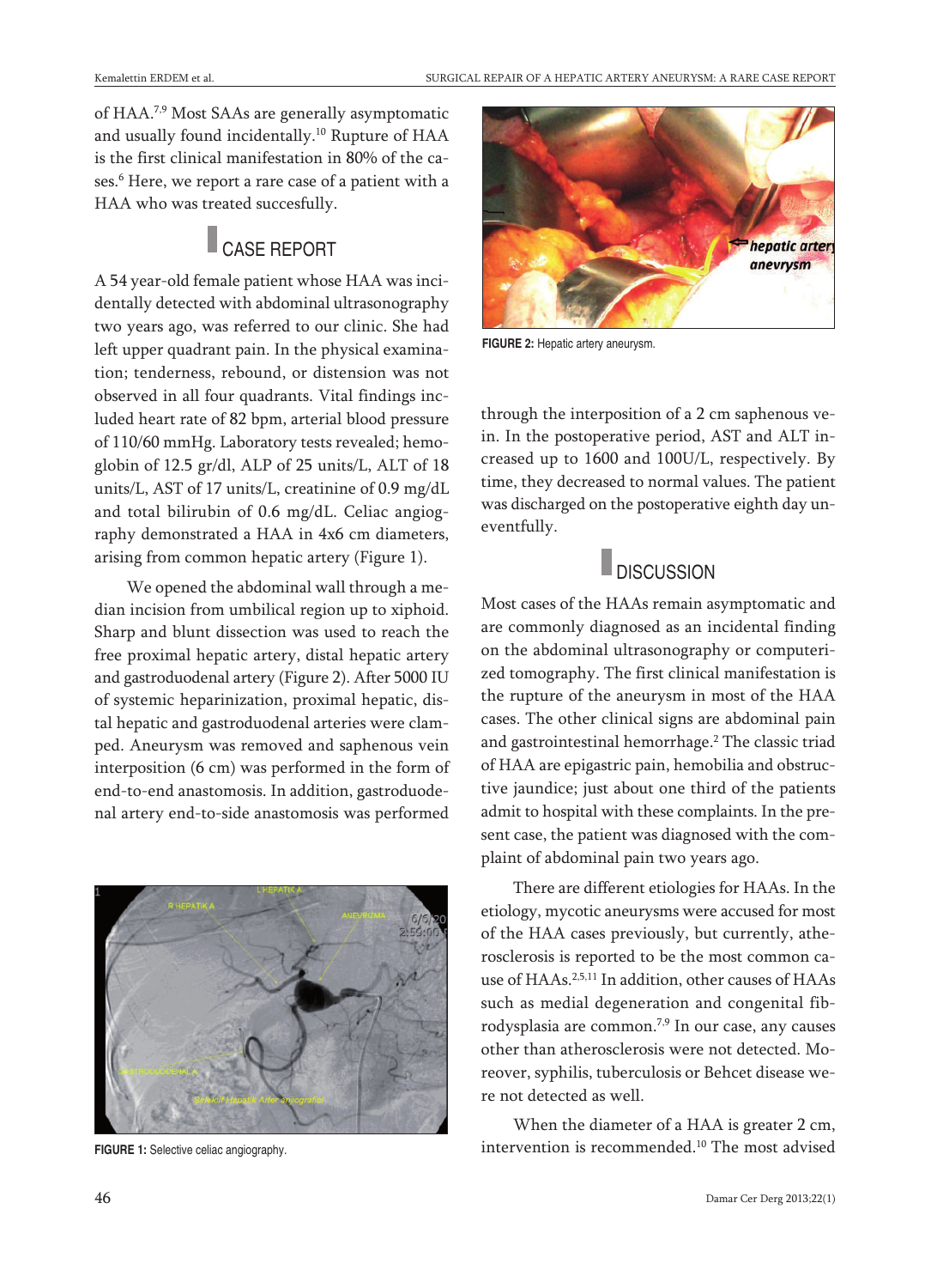of HAA.[7,9] Most SAAs are generally asymptomatic and usually found incidentally.[10] Rupture of HAA is the first clinical manifestation in 80% of the cases.[6] Here, we report a rare case of a patient with a HAA who was treated succesfully.

## CASE REPORT

A 54 year-old female patient whose HAA was incidentally detected with abdominal ultrasonography two years ago, was referred to our clinic. She had left upper quadrant pain. In the physical examination; tenderness, rebound, or distension was not observed in all four quadrants. Vital findings included heart rate of 82 bpm, arterial blood pressure of 110/60 mmHg. Laboratory tests revealed; hemoglobin of 12.5 gr/dl, ALP of 25 units/L, ALT of 18 units/L, AST of 17 units/L, creatinine of 0.9 mg/dL and total bilirubin of 0.6 mg/dL. Celiac angiography demonstrated a HAA in 4x6 cm diameters, arising from common hepatic artery (Figure 1).

We opened the abdominal wall through a median incision from umbilical region up to xiphoid. Sharp and blunt dissection was used to reach the free proximal hepatic artery, distal hepatic artery and gastroduodenal artery (Figure 2). After 5000 IU of systemic heparinization, proximal hepatic, distal hepatic and gastroduodenal arteries were clamped. Aneurysm was removed and saphenous vein interposition (6 cm) was performed in the form of end-to-end anastomosis. In addition, gastroduodenal artery end-to-side anastomosis was performed through the interposition of a 2 cm saphenous vein. In the postoperative period, AST and ALT increased up to 1600 and 100U/L, respectively. By time, they decreased to normal values. The patient was discharged on the postoperative eighth day uneventfully.

**FIGURE 1:** Selective celiac angiography.

**FIGURE 2:** Hepatic artery aneurysm.

## DISCUSSION

Most cases of the HAAs remain asymptomatic and are commonly diagnosed as an incidental finding on the abdominal ultrasonography or computerized tomography. The first clinical manifestation is the rupture of the aneurysm in most of the HAA cases. The other clinical signs are abdominal pain and gastrointestinal hemorrhage.[2] The classic triad of HAA are epigastric pain, hemobilia and obstructive jaundice; just about one third of the patients admit to hospital with these complaints. In the present case, the patient was diagnosed with the complaint of abdominal pain two years ago.

There are different etiologies for HAAs. In the etiology, mycotic aneurysms were accused for most of the HAA cases previously, but currently, atherosclerosis is reported to be the most common cause of HAAs.[2,5,11] In addition, other causes of HAAs such as medial degeneration and congenital fibrodysplasia are common.[7,9] In our case, any causes other than atherosclerosis were not detected. Moreover, syphilis, tuberculosis or Behcet disease were not detected as well.

When the diameter of a HAA is greater 2 cm, intervention is recommended.[10] The most advised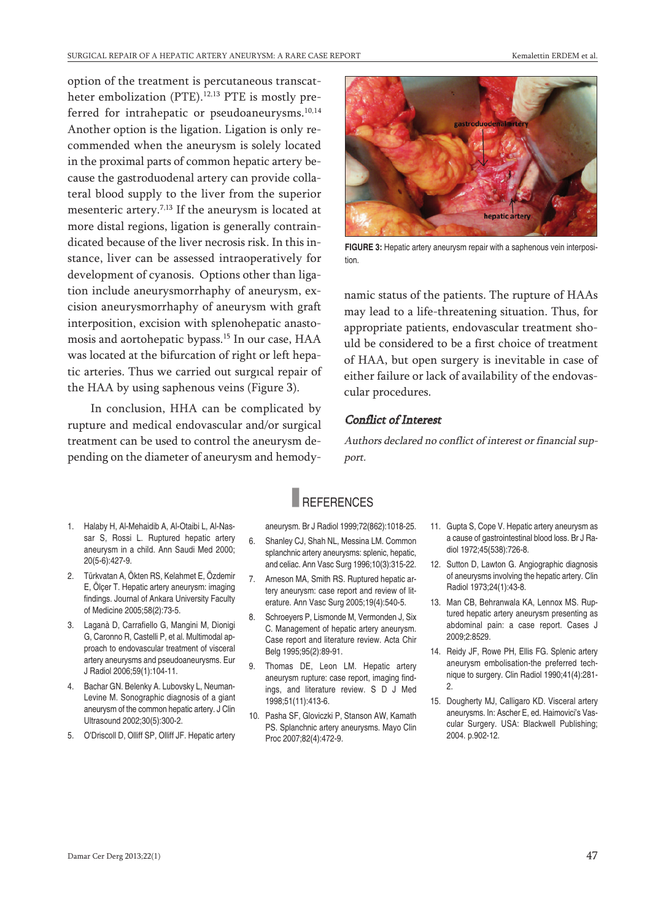option of the treatment is percutaneous transcatheter embolization (PTE).[12,13] PTE is mostly preferred for intrahepatic or pseudoaneurysms.[10,14] Another option is the ligation. Ligation is only recommended when the aneurysm is solely located in the proximal parts of common hepatic artery because the gastroduodenal artery can provide collateral blood supply to the liver from the superior mesenteric artery.[7,13] If the aneurysm is located at more distal regions, ligation is generally contraindicated because of the liver necrosis risk. In this instance, liver can be assessed intraoperatively for development of cyanosis. Options other than ligation include aneurysmorrhaphy of aneurysm, excision aneurysmorrhaphy of aneurysm with graft interposition, excision with splenohepatic anastomosis and aortohepatic bypass.[15] In our case, HAA was located at the bifurcation of right or left hepatic arteries. Thus we carried out surgıcal repair of the HAA by using saphenous veins (Figure 3).

In conclusion, HHA can be complicated by rupture and medical endovascular and/or surgical treatment can be used to control the aneurysm depending on the diameter of aneurysm and hemodynamic status of the patients. The rupture of HAAs may lead to a life-threatening situation. Thus, for appropriate patients, endovascular treatment should be considered to be a first choice of treatment of HAA, but open surgery is inevitable in case of either failure or lack of availability of the endovascular procedures.

gastroduodenal artery

hepatic artery

**FIGURE 3:** Hepatic artery aneurysm repair with a saphenous vein interposition.

## *Conflict of Interest*

*Authors declared no conflict of interest or financial support.*

## REFERENCES

1. Halaby H, Al-Mehaidib A, Al-Otaibi L, Al-Nassar S, Rossi L. Ruptured hepatic artery aneurysm in a child. Ann Saudi Med 2000; 20(5-6):427-9.
2. Türkvatan A, Ökten RS, Kelahmet E, Özdemir E, Ölçer T. Hepatic artery aneurysm: imaging findings. Journal of Ankara University Faculty of Medicine 2005;58(2):73-5.
3. Laganà D, Carrafiello G, Mangini M, Dionigi G, Caronno R, Castelli P, et al. Multimodal approach to endovascular treatment of visceral artery aneurysms and pseudoaneurysms. Eur J Radiol 2006;59(1):104-11.
4. Bachar GN. Belenky A. Lubovsky L, Neuman-Levine M. Sonographic diagnosis of a giant aneurysm of the common hepatic artery. J Clin Ultrasound 2002;30(5):300-2.
5. O'Driscoll D, Olliff SP, Olliff JF. Hepatic artery aneurysm. Br J Radiol 1999;72(862):1018-25.
6. Shanley CJ, Shah NL, Messina LM. Common splanchnic artery aneurysms: splenic, hepatic, and celiac. Ann Vasc Surg 1996;10(3):315-22.
7. Arneson MA, Smith RS. Ruptured hepatic artery aneurysm: case report and review of literature. Ann Vasc Surg 2005;19(4):540-5.
8. Schroeyers P, Lismonde M, Vermonden J, Six C. Management of hepatic artery aneurysm. Case report and literature review. Acta Chir Belg 1995;95(2):89-91.
9. Thomas DE, Leon LM. Hepatic artery aneurysm rupture: case report, imaging findings, and literature review. S D J Med 1998;51(11):413-6.
10. Pasha SF, Gloviczki P, Stanson AW, Kamath PS. Splanchnic artery aneurysms. Mayo Clin Proc 2007;82(4):472-9.
11. Gupta S, Cope V. Hepatic artery aneurysm as a cause of gastrointestinal blood loss. Br J Radiol 1972;45(538):726-8.
12. Sutton D, Lawton G. Angiographic diagnosis of aneurysms involving the hepatic artery. Clin Radiol 1973;24(1):43-8.
13. Man CB, Behranwala KA, Lennox MS. Ruptured hepatic artery aneurysm presenting as abdominal pain: a case report. Cases J 2009;2:8529.
14. Reidy JF, Rowe PH, Ellis FG. Splenic artery aneurysm embolisation-the preferred technique to surgery. Clin Radiol 1990;41(4):281-2.
15. Dougherty MJ, Calligaro KD. Visceral artery aneurysms. In: Ascher E, ed. Haimovici's Vascular Surgery. USA: Blackwell Publishing; 2004. p.902-12.